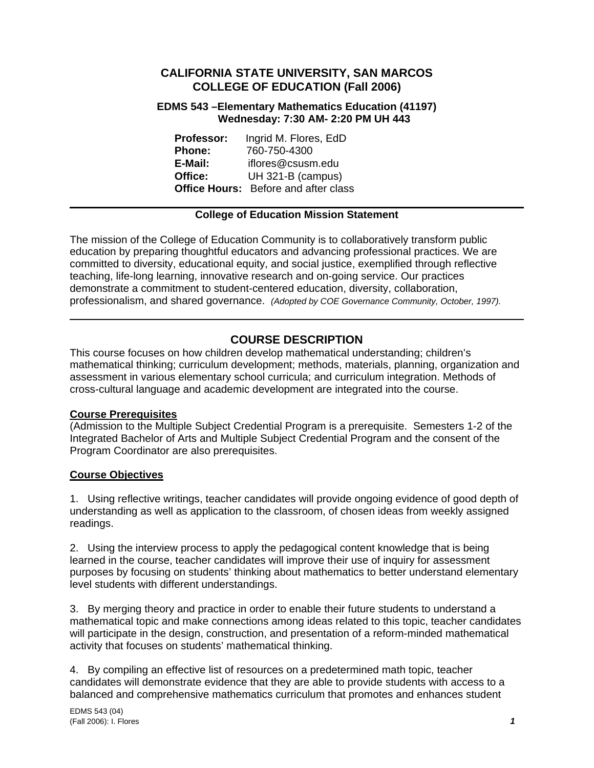# CALIFORNIA STATE UNIVERSITY, SAN MARCOS
# COLLEGE OF EDUCATION (Fall 2006)

### EDMS 543 –Elementary Mathematics Education (41197)
### Wednesday: 7:30 AM- 2:20 PM UH 443

**Professor:** Ingrid M. Flores, EdD
**Phone:** 760-750-4300
**E-Mail:** iflores@csusm.edu
**Office:** UH 321-B (campus)
**Office Hours:** Before and after class

---

**College of Education Mission Statement**

The mission of the College of Education Community is to collaboratively transform public education by preparing thoughtful educators and advancing professional practices. We are committed to diversity, educational equity, and social justice, exemplified through reflective teaching, life-long learning, innovative research and on-going service. Our practices demonstrate a commitment to student-centered education, diversity, collaboration, professionalism, and shared governance. *(Adopted by COE Governance Community, October, 1997).*

---

## COURSE DESCRIPTION

This course focuses on how children develop mathematical understanding; children's mathematical thinking; curriculum development; methods, materials, planning, organization and assessment in various elementary school curricula; and curriculum integration. Methods of cross-cultural language and academic development are integrated into the course.

**Course Prerequisites**

(Admission to the Multiple Subject Credential Program is a prerequisite. Semesters 1-2 of the Integrated Bachelor of Arts and Multiple Subject Credential Program and the consent of the Program Coordinator are also prerequisites.

**Course Objectives**

1. Using reflective writings, teacher candidates will provide ongoing evidence of good depth of understanding as well as application to the classroom, of chosen ideas from weekly assigned readings.

2. Using the interview process to apply the pedagogical content knowledge that is being learned in the course, teacher candidates will improve their use of inquiry for assessment purposes by focusing on students' thinking about mathematics to better understand elementary level students with different understandings.

3. By merging theory and practice in order to enable their future students to understand a mathematical topic and make connections among ideas related to this topic, teacher candidates will participate in the design, construction, and presentation of a reform-minded mathematical activity that focuses on students' mathematical thinking.

4. By compiling an effective list of resources on a predetermined math topic, teacher candidates will demonstrate evidence that they are able to provide students with access to a balanced and comprehensive mathematics curriculum that promotes and enhances student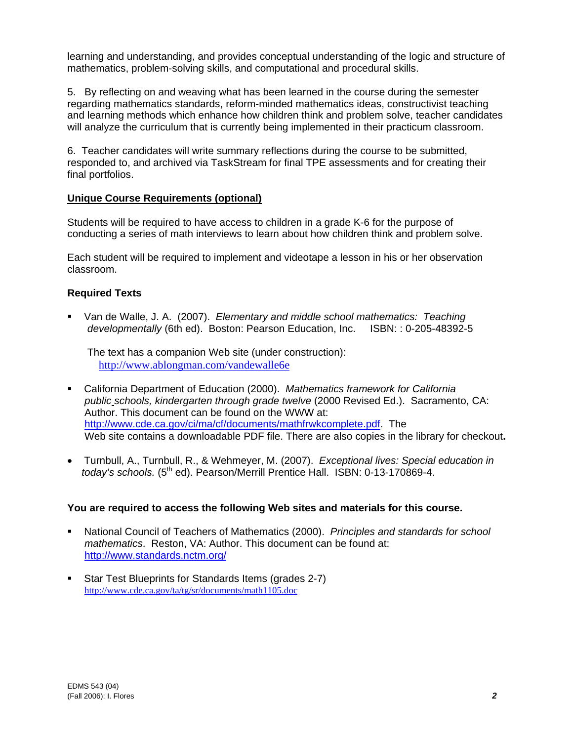learning and understanding, and provides conceptual understanding of the logic and structure of mathematics, problem-solving skills, and computational and procedural skills.

5. By reflecting on and weaving what has been learned in the course during the semester regarding mathematics standards, reform-minded mathematics ideas, constructivist teaching and learning methods which enhance how children think and problem solve, teacher candidates will analyze the curriculum that is currently being implemented in their practicum classroom.

6. Teacher candidates will write summary reflections during the course to be submitted, responded to, and archived via TaskStream for final TPE assessments and for creating their final portfolios.

**Unique Course Requirements (optional)**

Students will be required to have access to children in a grade K-6 for the purpose of conducting a series of math interviews to learn about how children think and problem solve.

Each student will be required to implement and videotape a lesson in his or her observation classroom.

**Required Texts**

- Van de Walle, J. A. (2007). *Elementary and middle school mathematics: Teaching developmentally* (6th ed). Boston: Pearson Education, Inc. ISBN: : 0-205-48392-5

  The text has a companion Web site (under construction): http://www.ablongman.com/vandewalle6e

- California Department of Education (2000). *Mathematics framework for California public schools, kindergarten through grade twelve* (2000 Revised Ed.). Sacramento, CA: Author. This document can be found on the WWW at: http://www.cde.ca.gov/ci/ma/cf/documents/mathfrwkcomplete.pdf. The Web site contains a downloadable PDF file. There are also copies in the library for checkout**.**

- Turnbull, A., Turnbull, R., & Wehmeyer, M. (2007). *Exceptional lives: Special education in today's schools.* (5th ed). Pearson/Merrill Prentice Hall. ISBN: 0-13-170869-4.

**You are required to access the following Web sites and materials for this course.**

- National Council of Teachers of Mathematics (2000). *Principles and standards for school mathematics*. Reston, VA: Author. This document can be found at: http://www.standards.nctm.org/

- Star Test Blueprints for Standards Items (grades 2-7) http://www.cde.ca.gov/ta/tg/sr/documents/math1105.doc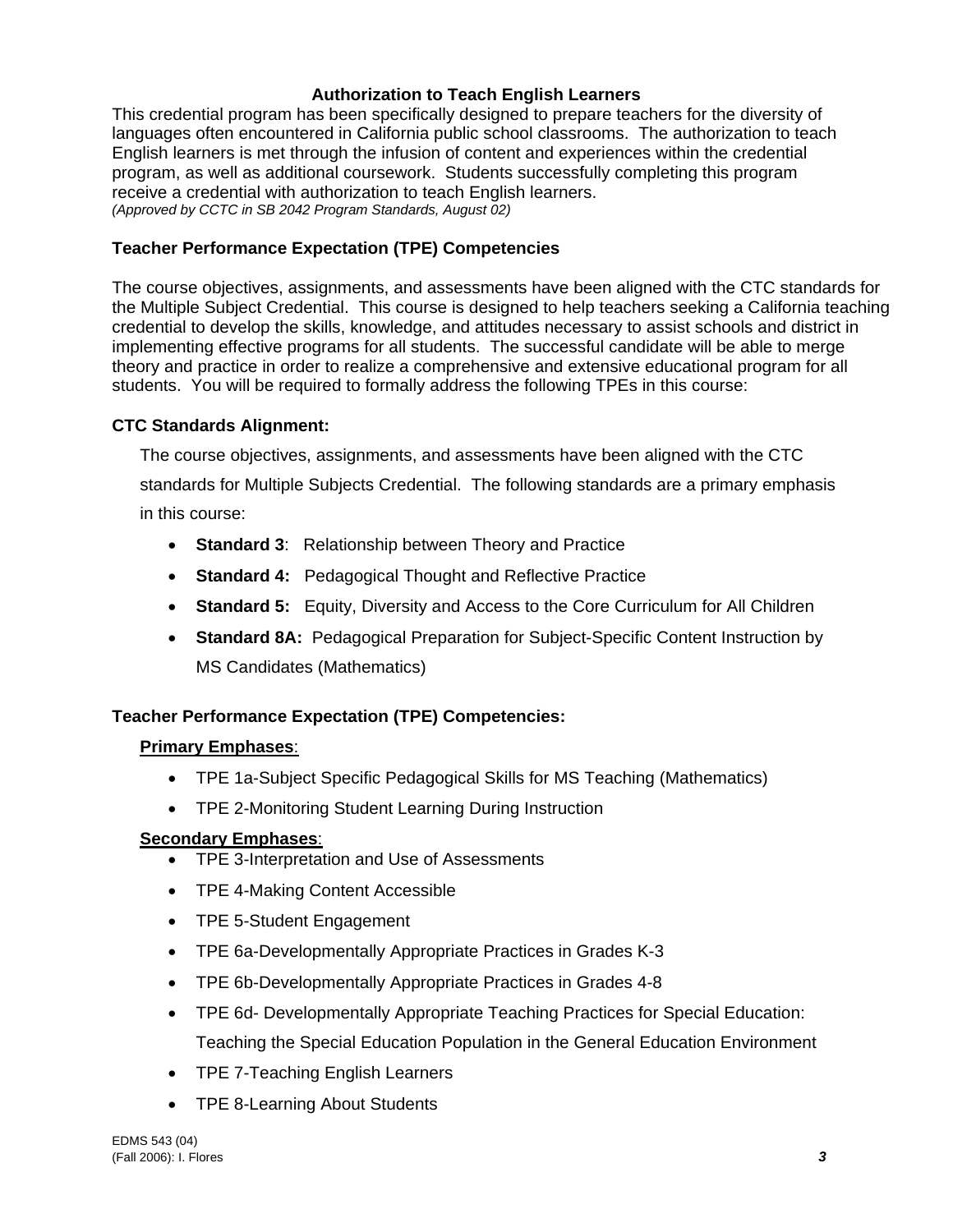**Authorization to Teach English Learners**

This credential program has been specifically designed to prepare teachers for the diversity of languages often encountered in California public school classrooms. The authorization to teach English learners is met through the infusion of content and experiences within the credential program, as well as additional coursework. Students successfully completing this program receive a credential with authorization to teach English learners.
*(Approved by CCTC in SB 2042 Program Standards, August 02)*

**Teacher Performance Expectation (TPE) Competencies**

The course objectives, assignments, and assessments have been aligned with the CTC standards for the Multiple Subject Credential. This course is designed to help teachers seeking a California teaching credential to develop the skills, knowledge, and attitudes necessary to assist schools and district in implementing effective programs for all students. The successful candidate will be able to merge theory and practice in order to realize a comprehensive and extensive educational program for all students. You will be required to formally address the following TPEs in this course:

**CTC Standards Alignment:**

The course objectives, assignments, and assessments have been aligned with the CTC standards for Multiple Subjects Credential. The following standards are a primary emphasis in this course:

- **Standard 3**: Relationship between Theory and Practice
- **Standard 4:** Pedagogical Thought and Reflective Practice
- **Standard 5:** Equity, Diversity and Access to the Core Curriculum for All Children
- **Standard 8A:** Pedagogical Preparation for Subject-Specific Content Instruction by MS Candidates (Mathematics)

**Teacher Performance Expectation (TPE) Competencies:**

**<u>Primary Emphases</u>**:

- TPE 1a-Subject Specific Pedagogical Skills for MS Teaching (Mathematics)
- TPE 2-Monitoring Student Learning During Instruction

**<u>Secondary Emphases</u>**:

- TPE 3-Interpretation and Use of Assessments
- TPE 4-Making Content Accessible
- TPE 5-Student Engagement
- TPE 6a-Developmentally Appropriate Practices in Grades K-3
- TPE 6b-Developmentally Appropriate Practices in Grades 4-8
- TPE 6d- Developmentally Appropriate Teaching Practices for Special Education: Teaching the Special Education Population in the General Education Environment
- TPE 7-Teaching English Learners
- TPE 8-Learning About Students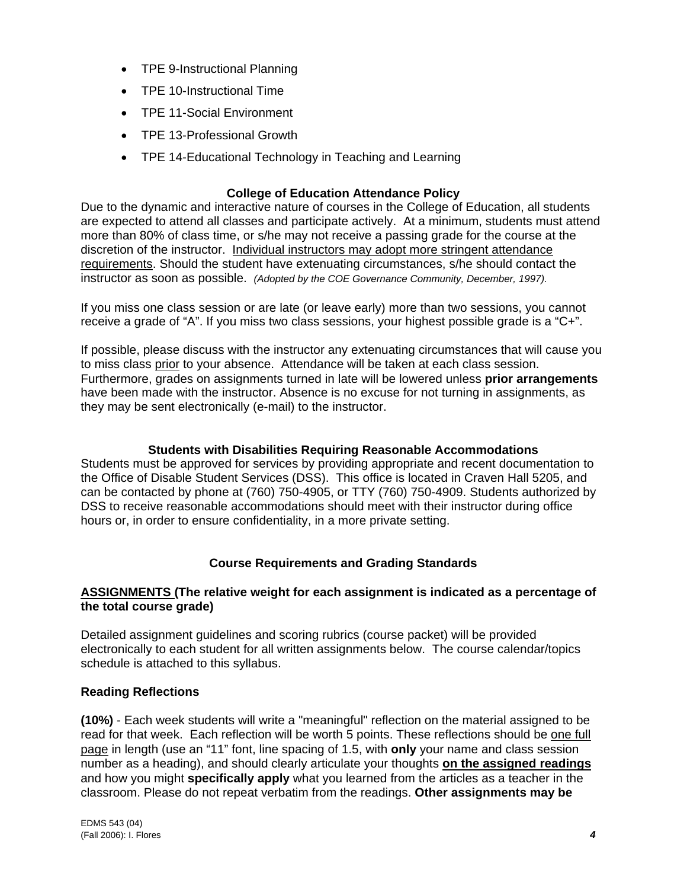- TPE 9-Instructional Planning
- TPE 10-Instructional Time
- TPE 11-Social Environment
- TPE 13-Professional Growth
- TPE 14-Educational Technology in Teaching and Learning

### College of Education Attendance Policy

Due to the dynamic and interactive nature of courses in the College of Education, all students are expected to attend all classes and participate actively. At a minimum, students must attend more than 80% of class time, or s/he may not receive a passing grade for the course at the discretion of the instructor. Individual instructors may adopt more stringent attendance requirements. Should the student have extenuating circumstances, s/he should contact the instructor as soon as possible. *(Adopted by the COE Governance Community, December, 1997).*

If you miss one class session or are late (or leave early) more than two sessions, you cannot receive a grade of "A". If you miss two class sessions, your highest possible grade is a "C+".

If possible, please discuss with the instructor any extenuating circumstances that will cause you to miss class prior to your absence. Attendance will be taken at each class session. Furthermore, grades on assignments turned in late will be lowered unless **prior arrangements** have been made with the instructor. Absence is no excuse for not turning in assignments, as they may be sent electronically (e-mail) to the instructor.

### Students with Disabilities Requiring Reasonable Accommodations

Students must be approved for services by providing appropriate and recent documentation to the Office of Disable Student Services (DSS). This office is located in Craven Hall 5205, and can be contacted by phone at (760) 750-4905, or TTY (760) 750-4909. Students authorized by DSS to receive reasonable accommodations should meet with their instructor during office hours or, in order to ensure confidentiality, in a more private setting.

### Course Requirements and Grading Standards

**ASSIGNMENTS (The relative weight for each assignment is indicated as a percentage of the total course grade)**

Detailed assignment guidelines and scoring rubrics (course packet) will be provided electronically to each student for all written assignments below. The course calendar/topics schedule is attached to this syllabus.

**Reading Reflections**

**(10%)** - Each week students will write a "meaningful" reflection on the material assigned to be read for that week. Each reflection will be worth 5 points. These reflections should be one full page in length (use an "11" font, line spacing of 1.5, with **only** your name and class session number as a heading), and should clearly articulate your thoughts **on the assigned readings** and how you might **specifically apply** what you learned from the articles as a teacher in the classroom. Please do not repeat verbatim from the readings. **Other assignments may be**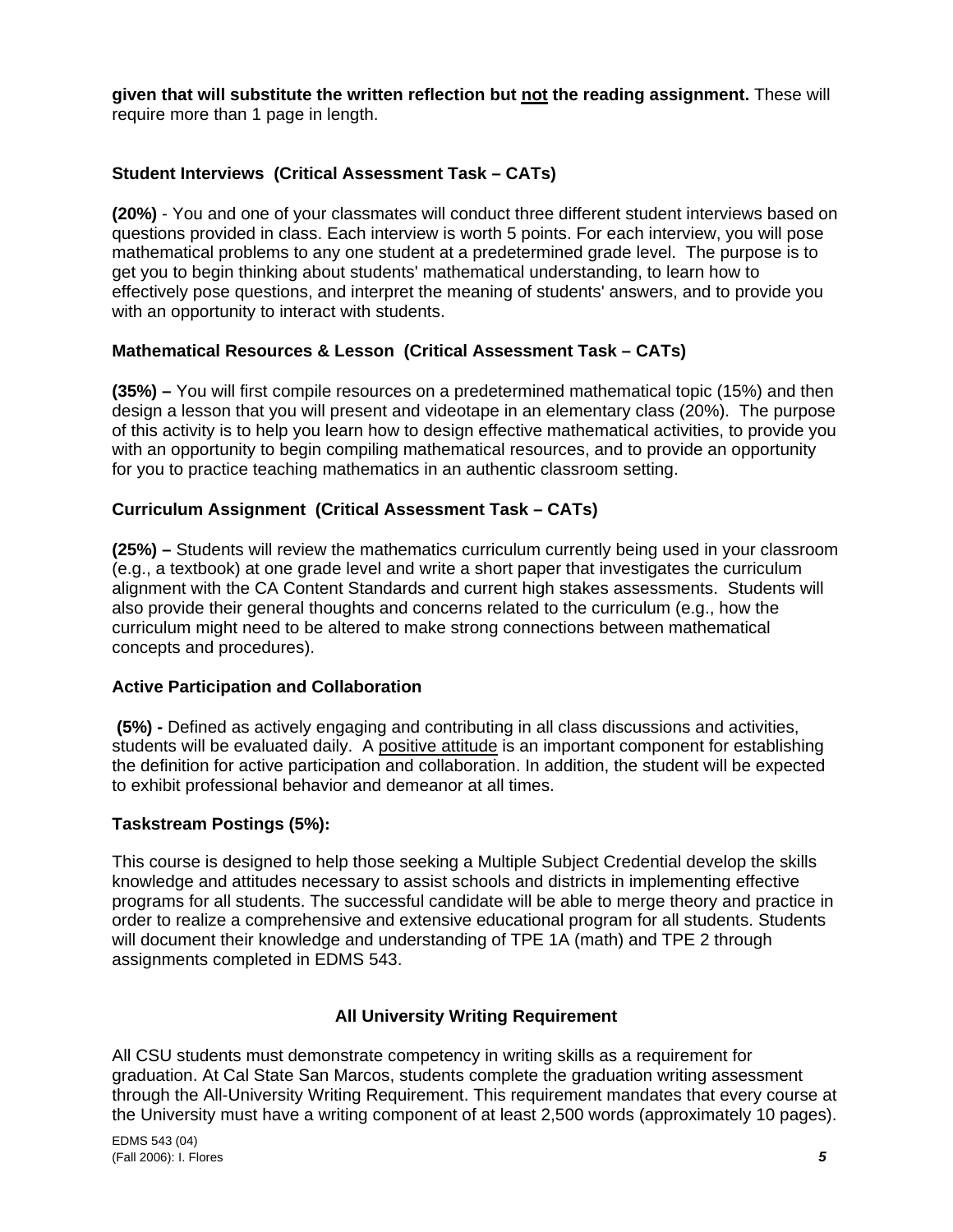**given that will substitute the written reflection but <u>not</u> the reading assignment.** These will require more than 1 page in length.

### Student Interviews (Critical Assessment Task – CATs)

**(20%)** - You and one of your classmates will conduct three different student interviews based on questions provided in class. Each interview is worth 5 points. For each interview, you will pose mathematical problems to any one student at a predetermined grade level. The purpose is to get you to begin thinking about students' mathematical understanding, to learn how to effectively pose questions, and interpret the meaning of students' answers, and to provide you with an opportunity to interact with students.

### Mathematical Resources & Lesson (Critical Assessment Task – CATs)

**(35%) –** You will first compile resources on a predetermined mathematical topic (15%) and then design a lesson that you will present and videotape in an elementary class (20%). The purpose of this activity is to help you learn how to design effective mathematical activities, to provide you with an opportunity to begin compiling mathematical resources, and to provide an opportunity for you to practice teaching mathematics in an authentic classroom setting.

### Curriculum Assignment (Critical Assessment Task – CATs)

**(25%) –** Students will review the mathematics curriculum currently being used in your classroom (e.g., a textbook) at one grade level and write a short paper that investigates the curriculum alignment with the CA Content Standards and current high stakes assessments. Students will also provide their general thoughts and concerns related to the curriculum (e.g., how the curriculum might need to be altered to make strong connections between mathematical concepts and procedures).

### Active Participation and Collaboration

**(5%) -** Defined as actively engaging and contributing in all class discussions and activities, students will be evaluated daily. A <u>positive attitude</u> is an important component for establishing the definition for active participation and collaboration. In addition, the student will be expected to exhibit professional behavior and demeanor at all times.

### Taskstream Postings (5%):

This course is designed to help those seeking a Multiple Subject Credential develop the skills knowledge and attitudes necessary to assist schools and districts in implementing effective programs for all students. The successful candidate will be able to merge theory and practice in order to realize a comprehensive and extensive educational program for all students. Students will document their knowledge and understanding of TPE 1A (math) and TPE 2 through assignments completed in EDMS 543.

## All University Writing Requirement

All CSU students must demonstrate competency in writing skills as a requirement for graduation. At Cal State San Marcos, students complete the graduation writing assessment through the All-University Writing Requirement. This requirement mandates that every course at the University must have a writing component of at least 2,500 words (approximately 10 pages).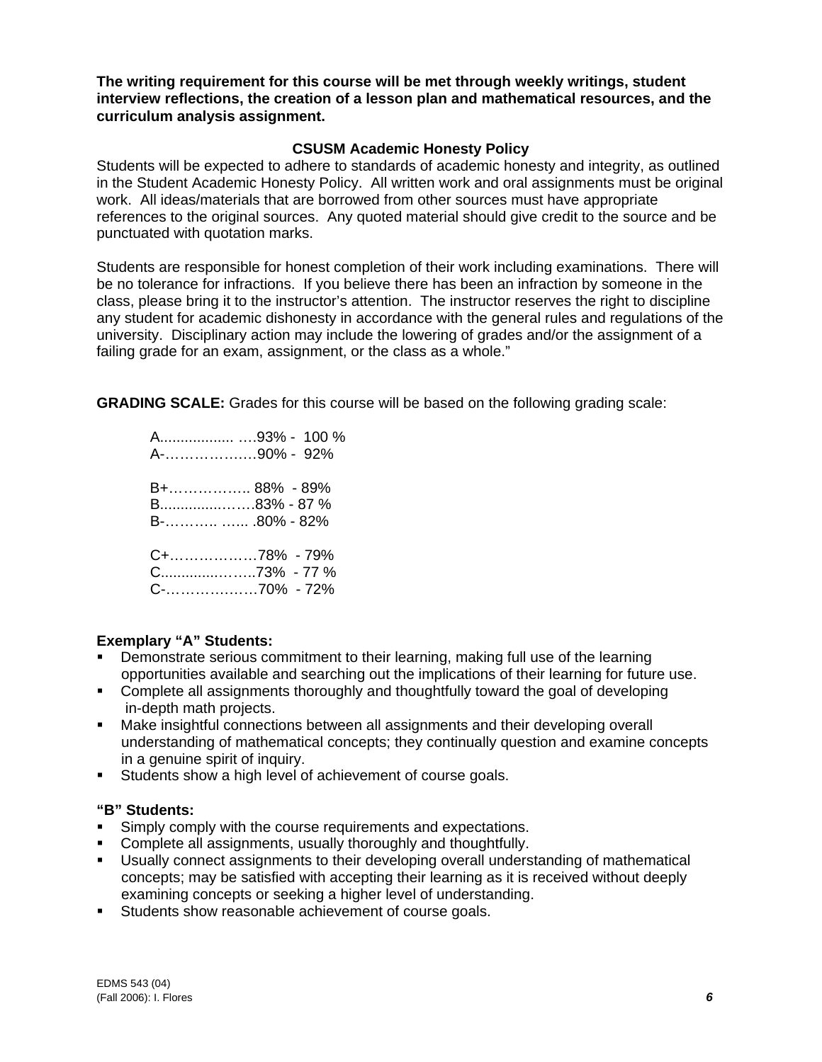**The writing requirement for this course will be met through weekly writings, student interview reflections, the creation of a lesson plan and mathematical resources, and the curriculum analysis assignment.**

### CSUSM Academic Honesty Policy

Students will be expected to adhere to standards of academic honesty and integrity, as outlined in the Student Academic Honesty Policy. All written work and oral assignments must be original work. All ideas/materials that are borrowed from other sources must have appropriate references to the original sources. Any quoted material should give credit to the source and be punctuated with quotation marks.

Students are responsible for honest completion of their work including examinations. There will be no tolerance for infractions. If you believe there has been an infraction by someone in the class, please bring it to the instructor's attention. The instructor reserves the right to discipline any student for academic dishonesty in accordance with the general rules and regulations of the university. Disciplinary action may include the lowering of grades and/or the assignment of a failing grade for an exam, assignment, or the class as a whole."

**GRADING SCALE:** Grades for this course will be based on the following grading scale:

A.................. ….93% - 100 %
A-……………….90% - 92%

B+…………….. 88% - 89%
B...............…….83% - 87 %
B-……….. …... .80% - 82%

C+………………78% - 79%
C..............……..73% - 77 %
C-……………….70% - 72%

**Exemplary "A" Students:**

- Demonstrate serious commitment to their learning, making full use of the learning opportunities available and searching out the implications of their learning for future use.
- Complete all assignments thoroughly and thoughtfully toward the goal of developing in-depth math projects.
- Make insightful connections between all assignments and their developing overall understanding of mathematical concepts; they continually question and examine concepts in a genuine spirit of inquiry.
- Students show a high level of achievement of course goals.

**"B" Students:**

- Simply comply with the course requirements and expectations.
- Complete all assignments, usually thoroughly and thoughtfully.
- Usually connect assignments to their developing overall understanding of mathematical concepts; may be satisfied with accepting their learning as it is received without deeply examining concepts or seeking a higher level of understanding.
- Students show reasonable achievement of course goals.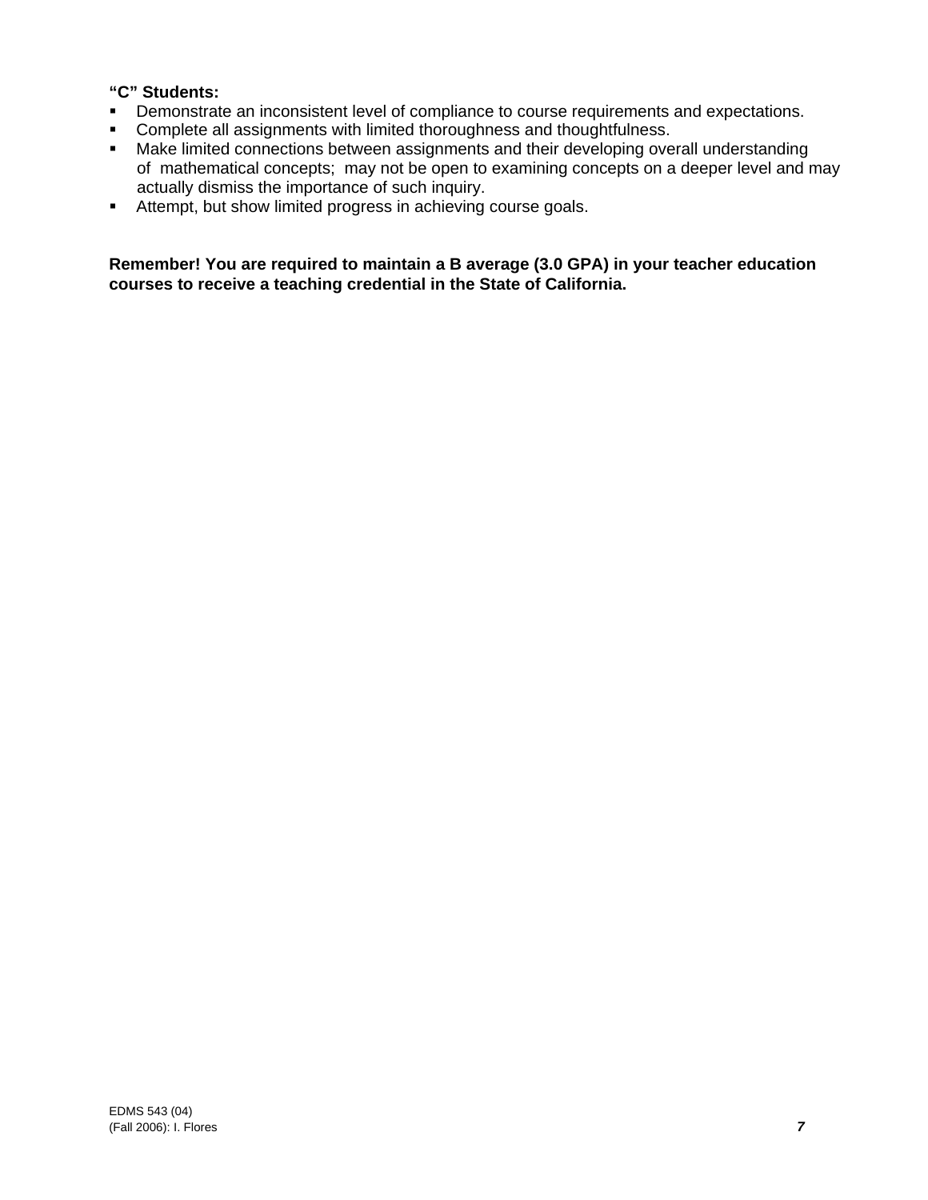**"C" Students:**

- Demonstrate an inconsistent level of compliance to course requirements and expectations.
- Complete all assignments with limited thoroughness and thoughtfulness.
- Make limited connections between assignments and their developing overall understanding of mathematical concepts; may not be open to examining concepts on a deeper level and may actually dismiss the importance of such inquiry.
- Attempt, but show limited progress in achieving course goals.

**Remember! You are required to maintain a B average (3.0 GPA) in your teacher education courses to receive a teaching credential in the State of California.**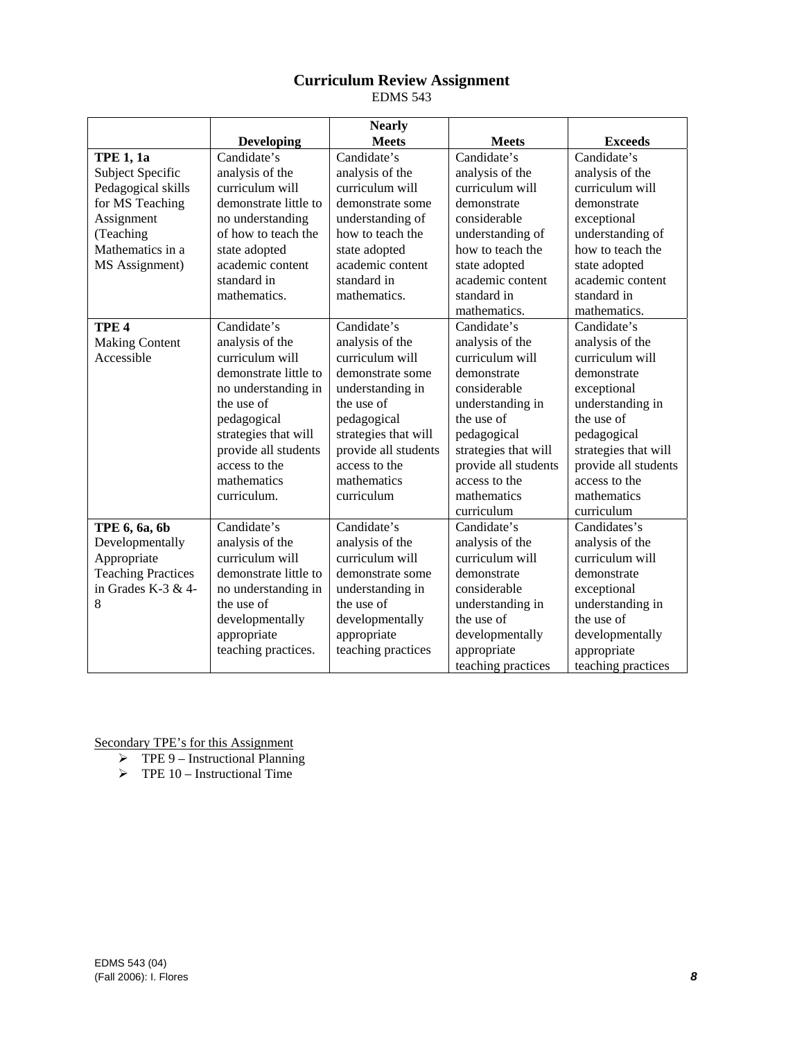# Curriculum Review Assignment

EDMS 543

| | Developing | Nearly Meets | Meets | Exceeds |
|---|---|---|---|---|
| **TPE 1, 1a** Subject Specific Pedagogical skills for MS Teaching Assignment (Teaching Mathematics in a MS Assignment) | Candidate's analysis of the curriculum will demonstrate little to no understanding of how to teach the state adopted academic content standard in mathematics. | Candidate's analysis of the curriculum will demonstrate some understanding of how to teach the state adopted academic content standard in mathematics. | Candidate's analysis of the curriculum will demonstrate considerable understanding of how to teach the state adopted academic content standard in mathematics. | Candidate's analysis of the curriculum will demonstrate exceptional understanding of how to teach the state adopted academic content standard in mathematics. |
| **TPE 4** Making Content Accessible | Candidate's analysis of the curriculum will demonstrate little to no understanding in the use of pedagogical strategies that will provide all students access to the mathematics curriculum. | Candidate's analysis of the curriculum will demonstrate some understanding in the use of pedagogical strategies that will provide all students access to the mathematics curriculum | Candidate's analysis of the curriculum will demonstrate considerable understanding in the use of pedagogical strategies that will provide all students access to the mathematics curriculum | Candidate's analysis of the curriculum will demonstrate exceptional understanding in the use of pedagogical strategies that will provide all students access to the mathematics curriculum |
| **TPE 6, 6a, 6b** Developmentally Appropriate Teaching Practices in Grades K-3 & 4-8 | Candidate's analysis of the curriculum will demonstrate little to no understanding in the use of developmentally appropriate teaching practices. | Candidate's analysis of the curriculum will demonstrate some understanding in the use of developmentally appropriate teaching practices | Candidate's analysis of the curriculum will demonstrate considerable understanding in the use of developmentally appropriate teaching practices | Candidates's analysis of the curriculum will demonstrate exceptional understanding in the use of developmentally appropriate teaching practices |

Secondary TPE's for this Assignment

- TPE 9 – Instructional Planning
- TPE 10 – Instructional Time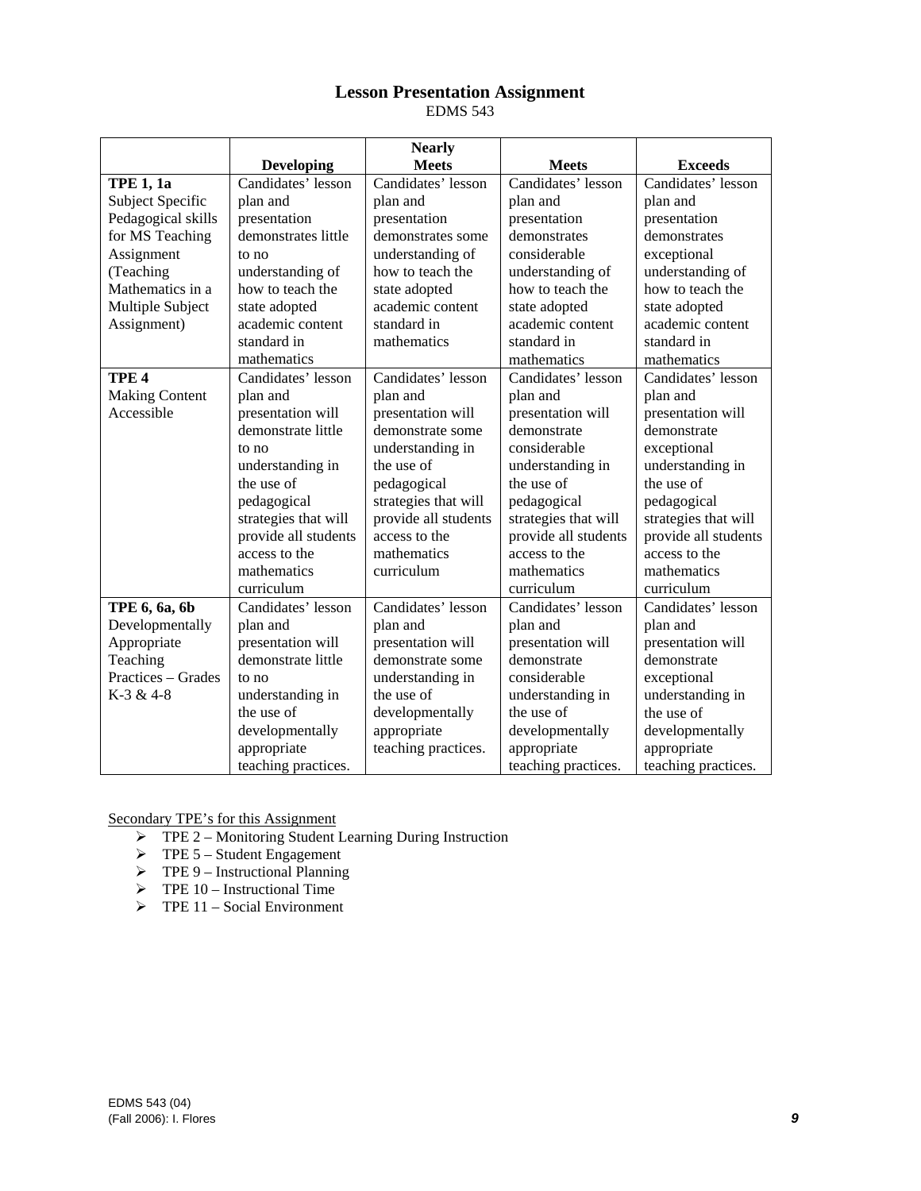## Lesson Presentation Assignment

EDMS 543

| | Developing | Nearly Meets | Meets | Exceeds |
|---|---|---|---|---|
| **TPE 1, 1a** Subject Specific Pedagogical skills for MS Teaching Assignment (Teaching Mathematics in a Multiple Subject Assignment) | Candidates' lesson plan and presentation demonstrates little to no understanding of how to teach the state adopted academic content standard in mathematics | Candidates' lesson plan and presentation demonstrates some understanding of how to teach the state adopted academic content standard in mathematics | Candidates' lesson plan and presentation demonstrates considerable understanding of how to teach the state adopted academic content standard in mathematics | Candidates' lesson plan and presentation demonstrates exceptional understanding of how to teach the state adopted academic content standard in mathematics |
| **TPE 4** Making Content Accessible | Candidates' lesson plan and presentation will demonstrate little to no understanding in the use of pedagogical strategies that will provide all students access to the mathematics curriculum | Candidates' lesson plan and presentation will demonstrate some understanding in the use of pedagogical strategies that will provide all students access to the mathematics curriculum | Candidates' lesson plan and presentation will demonstrate considerable understanding in the use of pedagogical strategies that will provide all students access to the mathematics curriculum | Candidates' lesson plan and presentation will demonstrate exceptional understanding in the use of pedagogical strategies that will provide all students access to the mathematics curriculum |
| **TPE 6, 6a, 6b** Developmentally Appropriate Teaching Practices – Grades K-3 & 4-8 | Candidates' lesson plan and presentation will demonstrate little to no understanding in the use of developmentally appropriate teaching practices. | Candidates' lesson plan and presentation will demonstrate some understanding in the use of developmentally appropriate teaching practices. | Candidates' lesson plan and presentation will demonstrate considerable understanding in the use of developmentally appropriate teaching practices. | Candidates' lesson plan and presentation will demonstrate exceptional understanding in the use of developmentally appropriate teaching practices. |

Secondary TPE's for this Assignment

- TPE 2 – Monitoring Student Learning During Instruction
- TPE 5 – Student Engagement
- TPE 9 – Instructional Planning
- TPE 10 – Instructional Time
- TPE 11 – Social Environment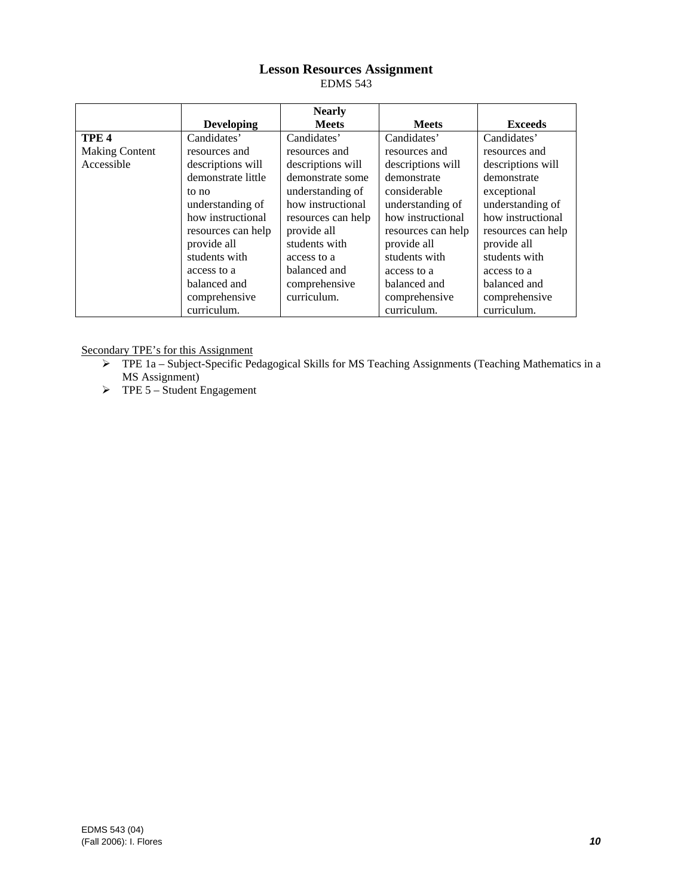# Lesson Resources Assignment

EDMS 543

| | Developing | Nearly Meets | Meets | Exceeds |
|---|---|---|---|---|
| **TPE 4** Making Content Accessible | Candidates' resources and descriptions will demonstrate little to no understanding of how instructional resources can help provide all students with access to a balanced and comprehensive curriculum. | Candidates' resources and descriptions will demonstrate some understanding of how instructional resources can help provide all students with access to a balanced and comprehensive curriculum. | Candidates' resources and descriptions will demonstrate considerable understanding of how instructional resources can help provide all students with access to a balanced and comprehensive curriculum. | Candidates' resources and descriptions will demonstrate exceptional understanding of how instructional resources can help provide all students with access to a balanced and comprehensive curriculum. |

Secondary TPE's for this Assignment

- TPE 1a – Subject-Specific Pedagogical Skills for MS Teaching Assignments (Teaching Mathematics in a MS Assignment)
- TPE 5 – Student Engagement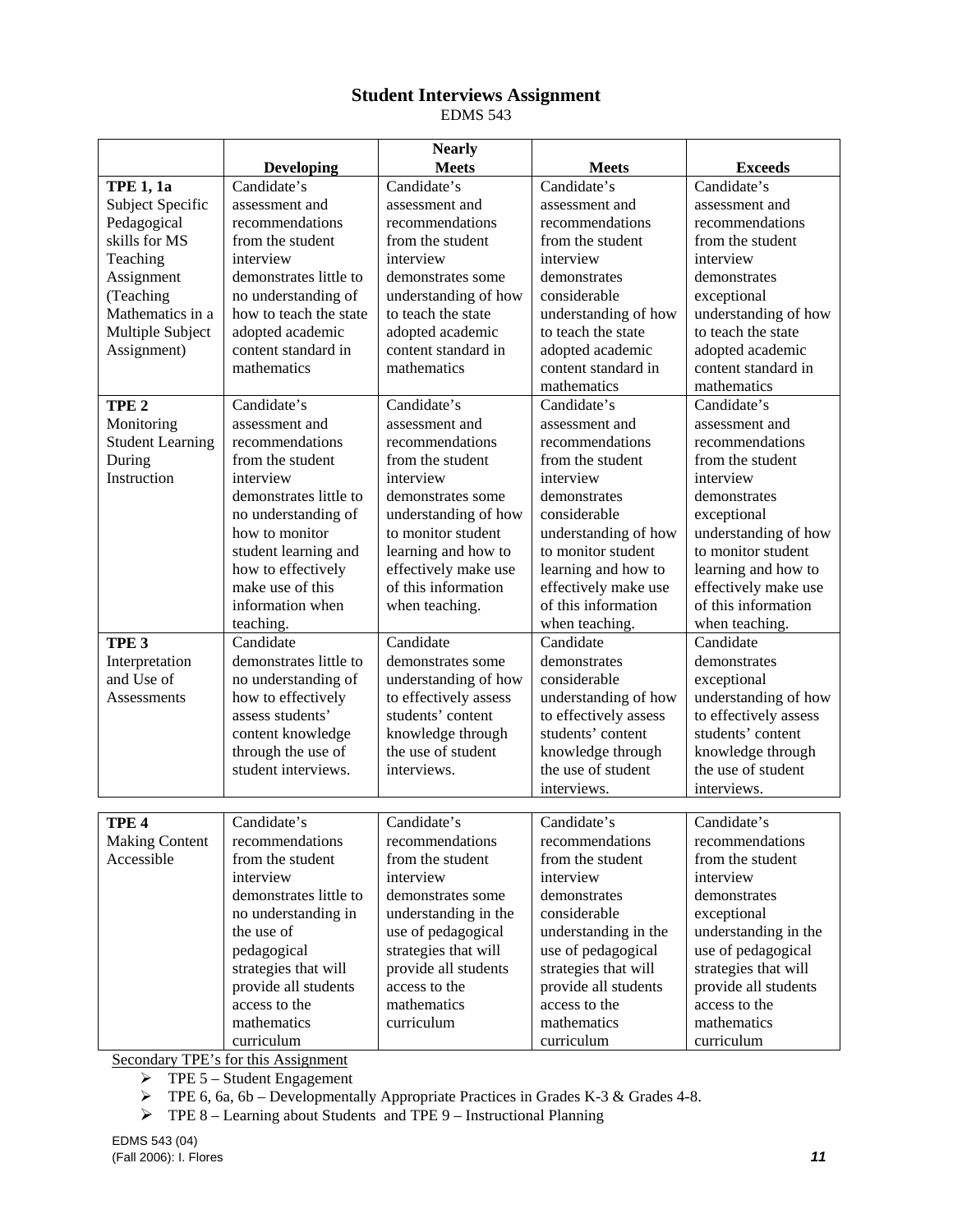# Student Interviews Assignment

EDMS 543

| | Developing | Nearly Meets | Meets | Exceeds |
|---|---|---|---|---|
| **TPE 1, 1a** Subject Specific Pedagogical skills for MS Teaching Assignment (Teaching Mathematics in a Multiple Subject Assignment) | Candidate's assessment and recommendations from the student interview demonstrates little to no understanding of how to teach the state adopted academic content standard in mathematics | Candidate's assessment and recommendations from the student interview demonstrates some understanding of how to teach the state adopted academic content standard in mathematics | Candidate's assessment and recommendations from the student interview demonstrates considerable understanding of how to teach the state adopted academic content standard in mathematics | Candidate's assessment and recommendations from the student interview demonstrates exceptional understanding of how to teach the state adopted academic content standard in mathematics |
| **TPE 2** Monitoring Student Learning During Instruction | Candidate's assessment and recommendations from the student interview demonstrates little to no understanding of how to monitor student learning and how to effectively make use of this information when teaching. | Candidate's assessment and recommendations from the student interview demonstrates some understanding of how to monitor student learning and how to effectively make use of this information when teaching. | Candidate's assessment and recommendations from the student interview demonstrates considerable understanding of how to monitor student learning and how to effectively make use of this information when teaching. | Candidate's assessment and recommendations from the student interview demonstrates exceptional understanding of how to monitor student learning and how to effectively make use of this information when teaching. |
| **TPE 3** Interpretation and Use of Assessments | Candidate demonstrates little to no understanding of how to effectively assess students' content knowledge through the use of student interviews. | Candidate demonstrates some understanding of how to effectively assess students' content knowledge through the use of student interviews. | Candidate demonstrates considerable understanding of how to effectively assess students' content knowledge through the use of student interviews. | Candidate demonstrates exceptional understanding of how to effectively assess students' content knowledge through the use of student interviews. |
| **TPE 4** Making Content Accessible | Candidate's recommendations from the student interview demonstrates little to no understanding in the use of pedagogical strategies that will provide all students access to the mathematics curriculum | Candidate's recommendations from the student interview demonstrates some understanding in the use of pedagogical strategies that will provide all students access to the mathematics curriculum | Candidate's recommendations from the student interview demonstrates considerable understanding in the use of pedagogical strategies that will provide all students access to the mathematics curriculum | Candidate's recommendations from the student interview demonstrates exceptional understanding in the use of pedagogical strategies that will provide all students access to the mathematics curriculum |

Secondary TPE's for this Assignment

- TPE 5 – Student Engagement
- TPE 6, 6a, 6b – Developmentally Appropriate Practices in Grades K-3 & Grades 4-8.
- TPE 8 – Learning about Students and TPE 9 – Instructional Planning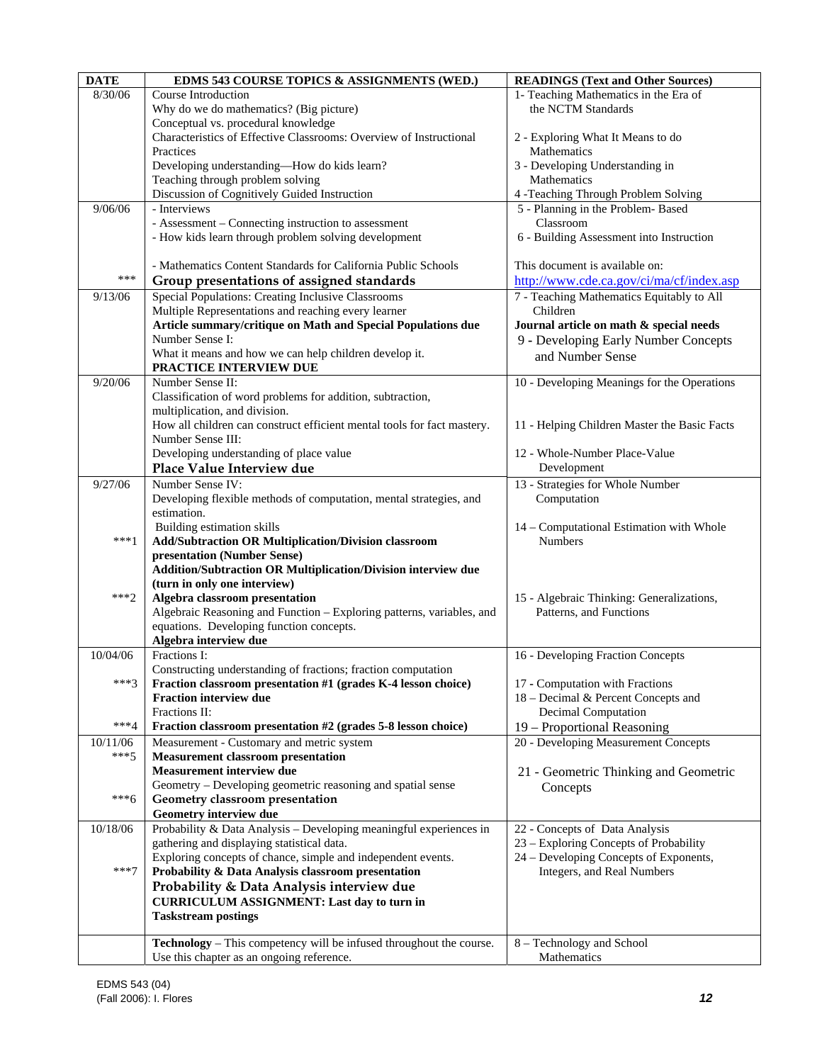| DATE | EDMS 543 COURSE TOPICS & ASSIGNMENTS (WED.) | READINGS (Text and Other Sources) |
|---|---|---|
| 8/30/06 | Course Introduction<br>Why do we do mathematics? (Big picture)<br>Conceptual vs. procedural knowledge<br>Characteristics of Effective Classrooms: Overview of Instructional Practices<br>Developing understanding—How do kids learn?<br>Teaching through problem solving<br>Discussion of Cognitively Guided Instruction | 1- Teaching Mathematics in the Era of the NCTM Standards<br><br>2 - Exploring What It Means to do Mathematics<br>3 - Developing Understanding in Mathematics<br>4 -Teaching Through Problem Solving |
| 9/06/06<br><br><br><br>*** | - Interviews<br>- Assessment – Connecting instruction to assessment<br>- How kids learn through problem solving development<br><br>- Mathematics Content Standards for California Public Schools<br>**Group presentations of assigned standards** | 5 - Planning in the Problem- Based Classroom<br>6 - Building Assessment into Instruction<br><br>This document is available on:<br>http://www.cde.ca.gov/ci/ma/cf/index.asp |
| 9/13/06 | Special Populations: Creating Inclusive Classrooms<br>Multiple Representations and reaching every learner<br>**Article summary/critique on Math and Special Populations due**<br>Number Sense I:<br>What it means and how we can help children develop it.<br>**PRACTICE INTERVIEW DUE** | 7 - Teaching Mathematics Equitably to All Children<br>**Journal article on math & special needs**<br>9 - Developing Early Number Concepts and Number Sense |
| 9/20/06 | Number Sense II:<br>Classification of word problems for addition, subtraction, multiplication, and division.<br>How all children can construct efficient mental tools for fact mastery.<br>Number Sense III:<br>Developing understanding of place value<br>**Place Value Interview due** | 10 - Developing Meanings for the Operations<br><br>11 - Helping Children Master the Basic Facts<br><br>12 - Whole-Number Place-Value Development |
| 9/27/06<br><br><br><br>***1<br><br><br><br>***2 | Number Sense IV:<br>Developing flexible methods of computation, mental strategies, and estimation.<br>Building estimation skills<br>**Add/Subtraction OR Multiplication/Division classroom presentation (Number Sense)**<br>**Addition/Subtraction OR Multiplication/Division interview due (turn in only one interview)**<br>**Algebra classroom presentation**<br>Algebraic Reasoning and Function – Exploring patterns, variables, and equations. Developing function concepts.<br>**Algebra interview due** | 13 - Strategies for Whole Number Computation<br><br>14 – Computational Estimation with Whole Numbers<br><br><br><br>15 - Algebraic Thinking: Generalizations, Patterns, and Functions |
| 10/04/06<br><br>***3<br><br><br>***4 | Fractions I:<br>Constructing understanding of fractions; fraction computation<br>**Fraction classroom presentation #1 (grades K-4 lesson choice)**<br>**Fraction interview due**<br>Fractions II:<br>**Fraction classroom presentation #2 (grades 5-8 lesson choice)** | 16 - Developing Fraction Concepts<br><br>17 - Computation with Fractions<br>18 – Decimal & Percent Concepts and Decimal Computation<br>19 – Proportional Reasoning |
| 10/11/06<br>***5<br><br><br>***6 | Measurement - Customary and metric system<br>**Measurement classroom presentation**<br>**Measurement interview due**<br>Geometry – Developing geometric reasoning and spatial sense<br>**Geometry classroom presentation**<br>**Geometry interview due** | 20 - Developing Measurement Concepts<br><br>21 - Geometric Thinking and Geometric Concepts |
| 10/18/06<br><br><br>***7 | Probability & Data Analysis – Developing meaningful experiences in gathering and displaying statistical data.<br>Exploring concepts of chance, simple and independent events.<br>**Probability & Data Analysis classroom presentation**<br>**Probability & Data Analysis interview due**<br>**CURRICULUM ASSIGNMENT: Last day to turn in Taskstream postings** | 22 - Concepts of Data Analysis<br>23 – Exploring Concepts of Probability<br>24 – Developing Concepts of Exponents, Integers, and Real Numbers |
| | **Technology** – This competency will be infused throughout the course. Use this chapter as an ongoing reference. | 8 – Technology and School Mathematics |

EDMS 543 (04)
(Fall 2006): I. Flores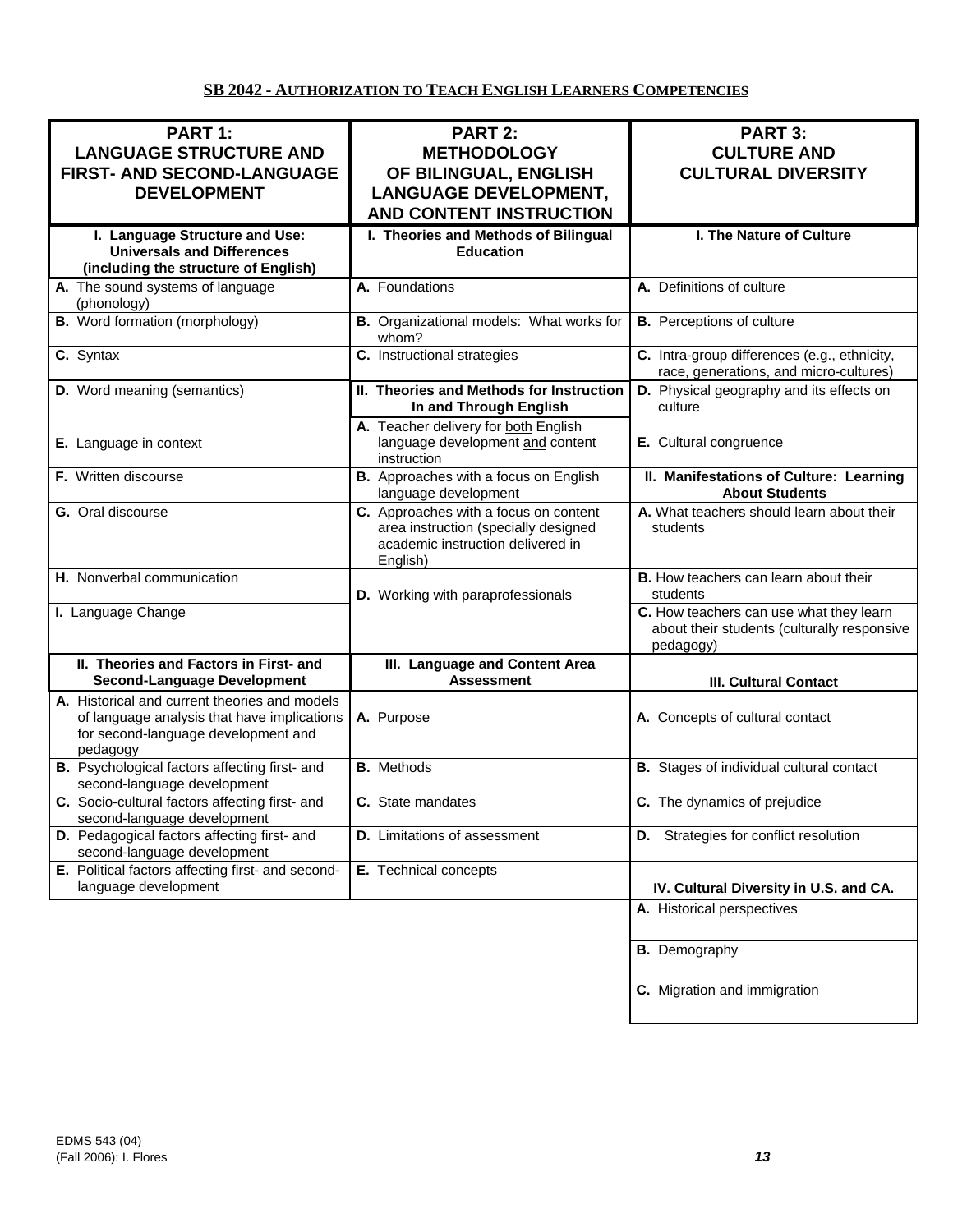## SB 2042 - Authorization to Teach English Learners Competencies

| **PART 1: LANGUAGE STRUCTURE AND FIRST- AND SECOND-LANGUAGE DEVELOPMENT** | **PART 2: METHODOLOGY OF BILINGUAL, ENGLISH LANGUAGE DEVELOPMENT, AND CONTENT INSTRUCTION** | **PART 3: CULTURE AND CULTURAL DIVERSITY** |
|---|---|---|
| **I. Language Structure and Use: Universals and Differences (including the structure of English)** | **I. Theories and Methods of Bilingual Education** | **I. The Nature of Culture** |
| **A.** The sound systems of language (phonology) | **A.** Foundations | **A.** Definitions of culture |
| **B.** Word formation (morphology) | **B.** Organizational models: What works for whom? | **B.** Perceptions of culture |
| **C.** Syntax | **C.** Instructional strategies | **C.** Intra-group differences (e.g., ethnicity, race, generations, and micro-cultures) |
| **D.** Word meaning (semantics) | **II. Theories and Methods for Instruction In and Through English** | **D.** Physical geography and its effects on culture |
| **E.** Language in context | **A.** Teacher delivery for both English language development and content instruction | **E.** Cultural congruence |
| **F.** Written discourse | **B.** Approaches with a focus on English language development | **II. Manifestations of Culture: Learning About Students** |
| **G.** Oral discourse | **C.** Approaches with a focus on content area instruction (specially designed academic instruction delivered in English) | **A.** What teachers should learn about their students |
| **H.** Nonverbal communication | **D.** Working with paraprofessionals | **B.** How teachers can learn about their students |
| **I.** Language Change | | **C.** How teachers can use what they learn about their students (culturally responsive pedagogy) |
| **II. Theories and Factors in First- and Second-Language Development** | **III. Language and Content Area Assessment** | **III. Cultural Contact** |
| **A.** Historical and current theories and models of language analysis that have implications for second-language development and pedagogy | **A.** Purpose | **A.** Concepts of cultural contact |
| **B.** Psychological factors affecting first- and second-language development | **B.** Methods | **B.** Stages of individual cultural contact |
| **C.** Socio-cultural factors affecting first- and second-language development | **C.** State mandates | **C.** The dynamics of prejudice |
| **D.** Pedagogical factors affecting first- and second-language development | **D.** Limitations of assessment | **D.** Strategies for conflict resolution |
| **E.** Political factors affecting first- and second-language development | **E.** Technical concepts | **IV. Cultural Diversity in U.S. and CA.** |
| | | **A.** Historical perspectives |
| | | **B.** Demography |
| | | **C.** Migration and immigration |

EDMS 543 (04)
(Fall 2006): I. Flores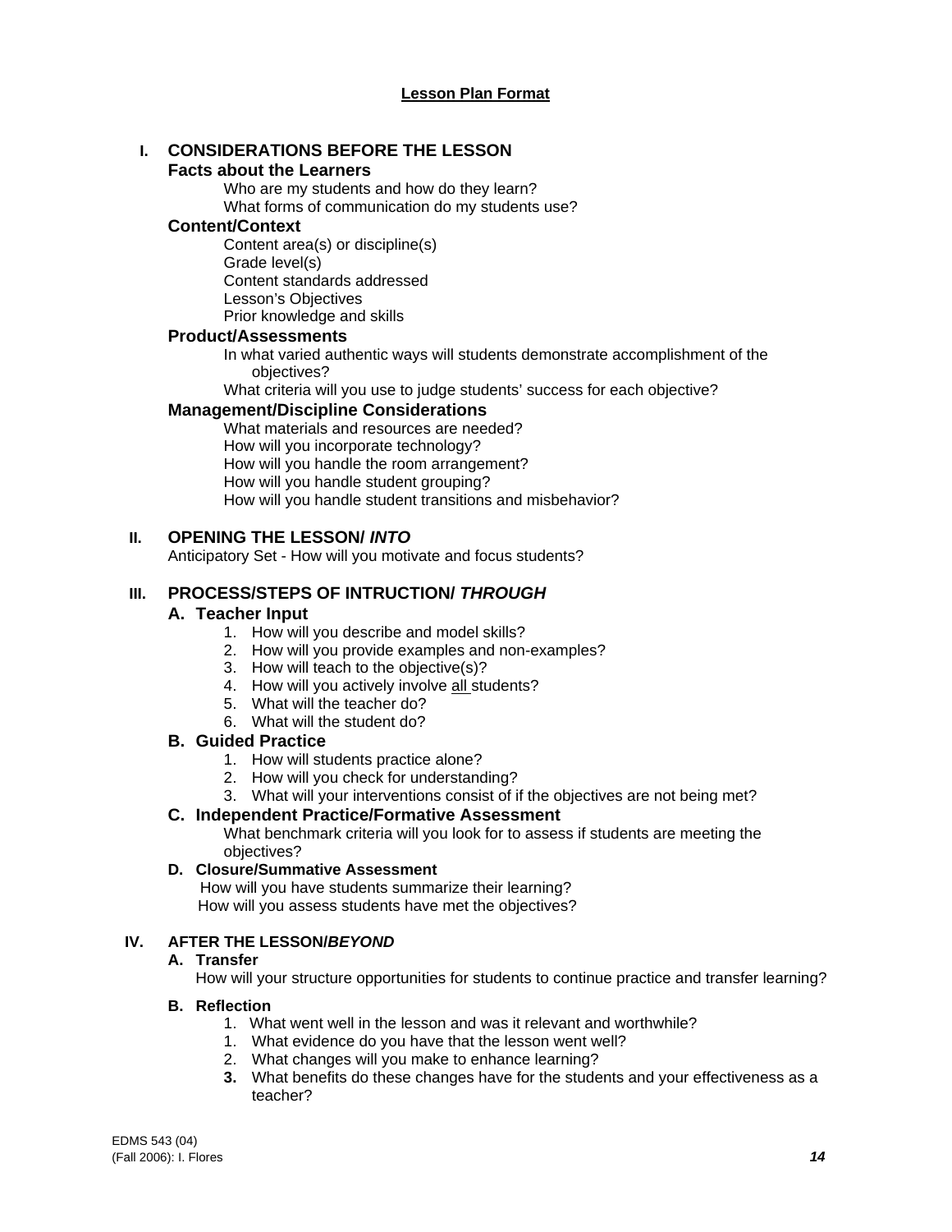**Lesson Plan Format**

## I. CONSIDERATIONS BEFORE THE LESSON

### Facts about the Learners

Who are my students and how do they learn?
What forms of communication do my students use?

### Content/Context

Content area(s) or discipline(s)
Grade level(s)
Content standards addressed
Lesson's Objectives
Prior knowledge and skills

### Product/Assessments

In what varied authentic ways will students demonstrate accomplishment of the objectives?
What criteria will you use to judge students' success for each objective?

### Management/Discipline Considerations

What materials and resources are needed?
How will you incorporate technology?
How will you handle the room arrangement?
How will you handle student grouping?
How will you handle student transitions and misbehavior?

## II. OPENING THE LESSON/ *INTO*

Anticipatory Set - How will you motivate and focus students?

## III. PROCESS/STEPS OF INTRUCTION/ *THROUGH*

### A. Teacher Input

1. How will you describe and model skills?
2. How will you provide examples and non-examples?
3. How will teach to the objective(s)?
4. How will you actively involve <u>all</u> students?
5. What will the teacher do?
6. What will the student do?

### B. Guided Practice

1. How will students practice alone?
2. How will you check for understanding?
3. What will your interventions consist of if the objectives are not being met?

### C. Independent Practice/Formative Assessment

What benchmark criteria will you look for to assess if students are meeting the objectives?

### D. Closure/Summative Assessment

How will you have students summarize their learning?
How will you assess students have met the objectives?

## IV. AFTER THE LESSON/*BEYOND*

### A. Transfer

How will your structure opportunities for students to continue practice and transfer learning?

### B. Reflection

1. What went well in the lesson and was it relevant and worthwhile?
1. What evidence do you have that the lesson went well?
2. What changes will you make to enhance learning?
3. What benefits do these changes have for the students and your effectiveness as a teacher?